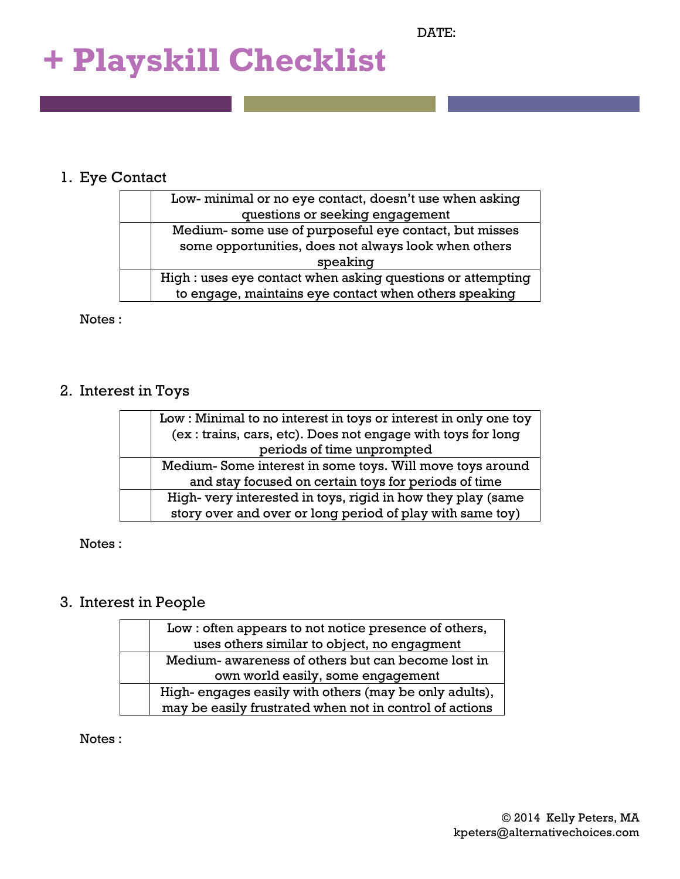DATE:

# + Playskill Checklist

1. Eye Contact

| | |
|---|---|
| | Low- minimal or no eye contact, doesn't use when asking questions or seeking engagement |
| | Medium- some use of purposeful eye contact, but misses some opportunities, does not always look when others speaking |
| | High : uses eye contact when asking questions or attempting to engage, maintains eye contact when others speaking |

Notes :

2. Interest in Toys

| | |
|---|---|
| | Low : Minimal to no interest in toys or interest in only one toy (ex : trains, cars, etc). Does not engage with toys for long periods of time unprompted |
| | Medium- Some interest in some toys. Will move toys around and stay focused on certain toys for periods of time |
| | High- very interested in toys, rigid in how they play (same story over and over or long period of play with same toy) |

Notes :

3. Interest in People

| | |
|---|---|
| | Low : often appears to not notice presence of others, uses others similar to object, no engagment |
| | Medium- awareness of others but can become lost in own world easily, some engagement |
| | High- engages easily with others (may be only adults), may be easily frustrated when not in control of actions |

Notes :

© 2014 Kelly Peters, MA
kpeters@alternativechoices.com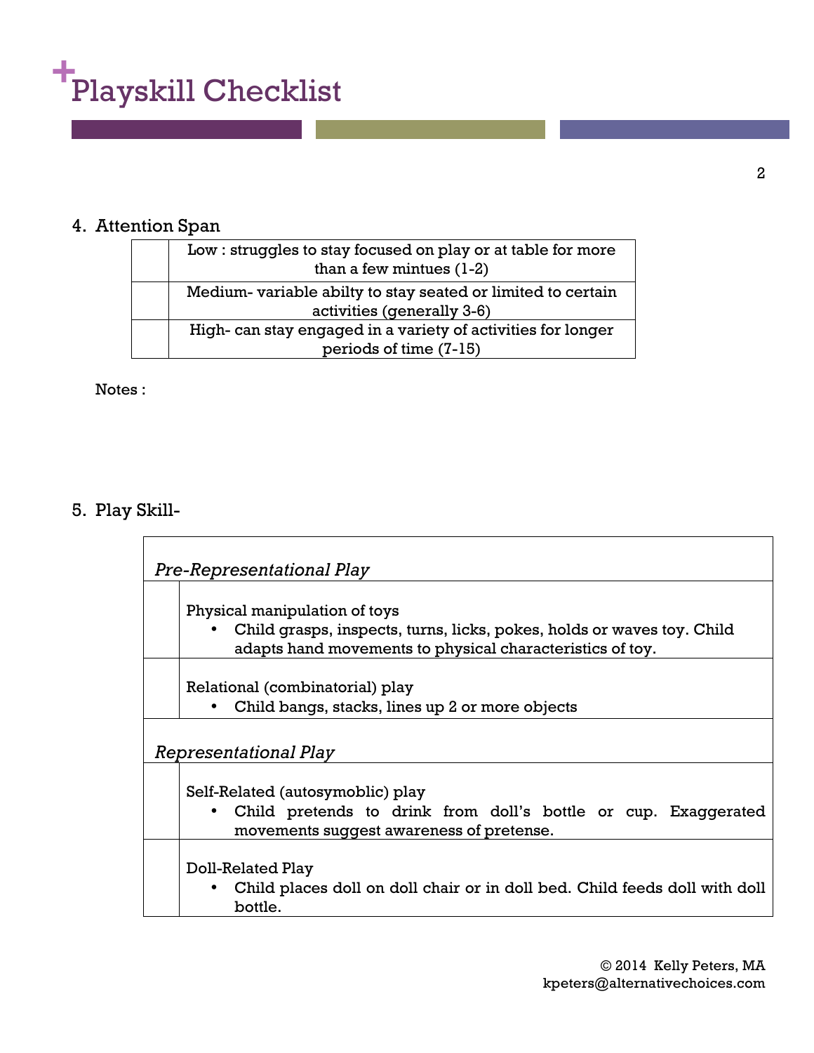## 4. Attention Span

| | |
|---|---|
| | Low : struggles to stay focused on play or at table for more than a few mintues (1-2) |
| | Medium- variable abilty to stay seated or limited to certain activities (generally 3-6) |
| | High- can stay engaged in a variety of activities for longer periods of time (7-15) |

Notes :

## 5. Play Skill-

| | |
|---|---|
| *Pre-Representational Play* | |
| | Physical manipulation of toys<br>• Child grasps, inspects, turns, licks, pokes, holds or waves toy. Child adapts hand movements to physical characteristics of toy. |
| | Relational (combinatorial) play<br>• Child bangs, stacks, lines up 2 or more objects |
| *Representational Play* | |
| | Self-Related (autosymoblic) play<br>• Child pretends to drink from doll's bottle or cup. Exaggerated movements suggest awareness of pretense. |
| | Doll-Related Play<br>• Child places doll on doll chair or in doll bed. Child feeds doll with doll bottle. |

© 2014 Kelly Peters, MA
kpeters@alternativechoices.com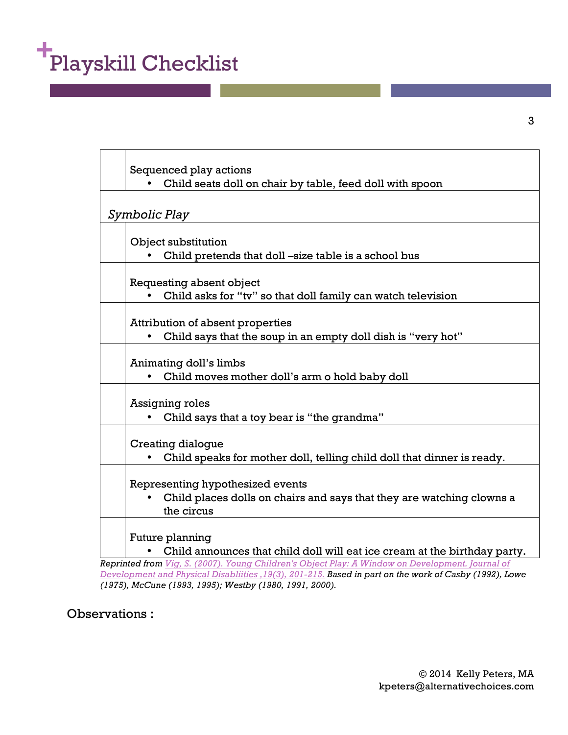# Playskill Checklist

| | |
|---|---|
| | Sequenced play actions<br>• Child seats doll on chair by table, feed doll with spoon |
| *Symbolic Play* | |
| | Object substitution<br>• Child pretends that doll –size table is a school bus |
| | Requesting absent object<br>• Child asks for "tv" so that doll family can watch television |
| | Attribution of absent properties<br>• Child says that the soup in an empty doll dish is "very hot" |
| | Animating doll's limbs<br>• Child moves mother doll's arm o hold baby doll |
| | Assigning roles<br>• Child says that a toy bear is "the grandma" |
| | Creating dialogue<br>• Child speaks for mother doll, telling child doll that dinner is ready. |
| | Representing hypothesized events<br>• Child places dolls on chairs and says that they are watching clowns a the circus |
| | Future planning<br>• Child announces that child doll will eat ice cream at the birthday party. |

*Reprinted from Vig, S. (2007). Young Children's Object Play: A Window on Development. Journal of Development and Physical Disabliities ,19(3), 201-215. Based in part on the work of Casby (1992), Lowe (1975), McCune (1993, 1995); Westby (1980, 1991, 2000).*

Observations :

© 2014 Kelly Peters, MA
kpeters@alternativechoices.com